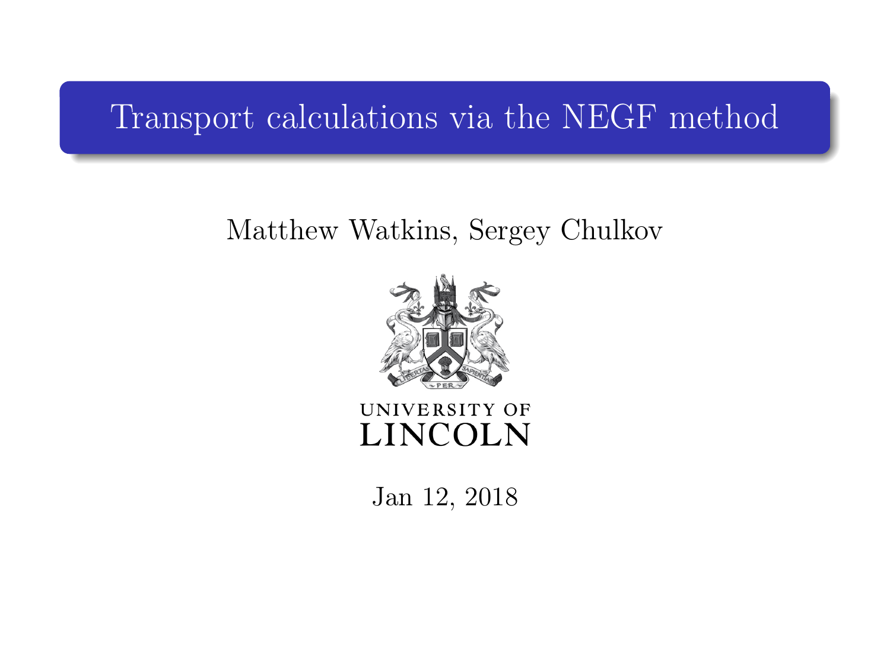# Transport calculations via the NEGF method

Matthew Watkins, Sergey Chulkov

UNIVERSITY OF LINCOLN

Jan 12, 2018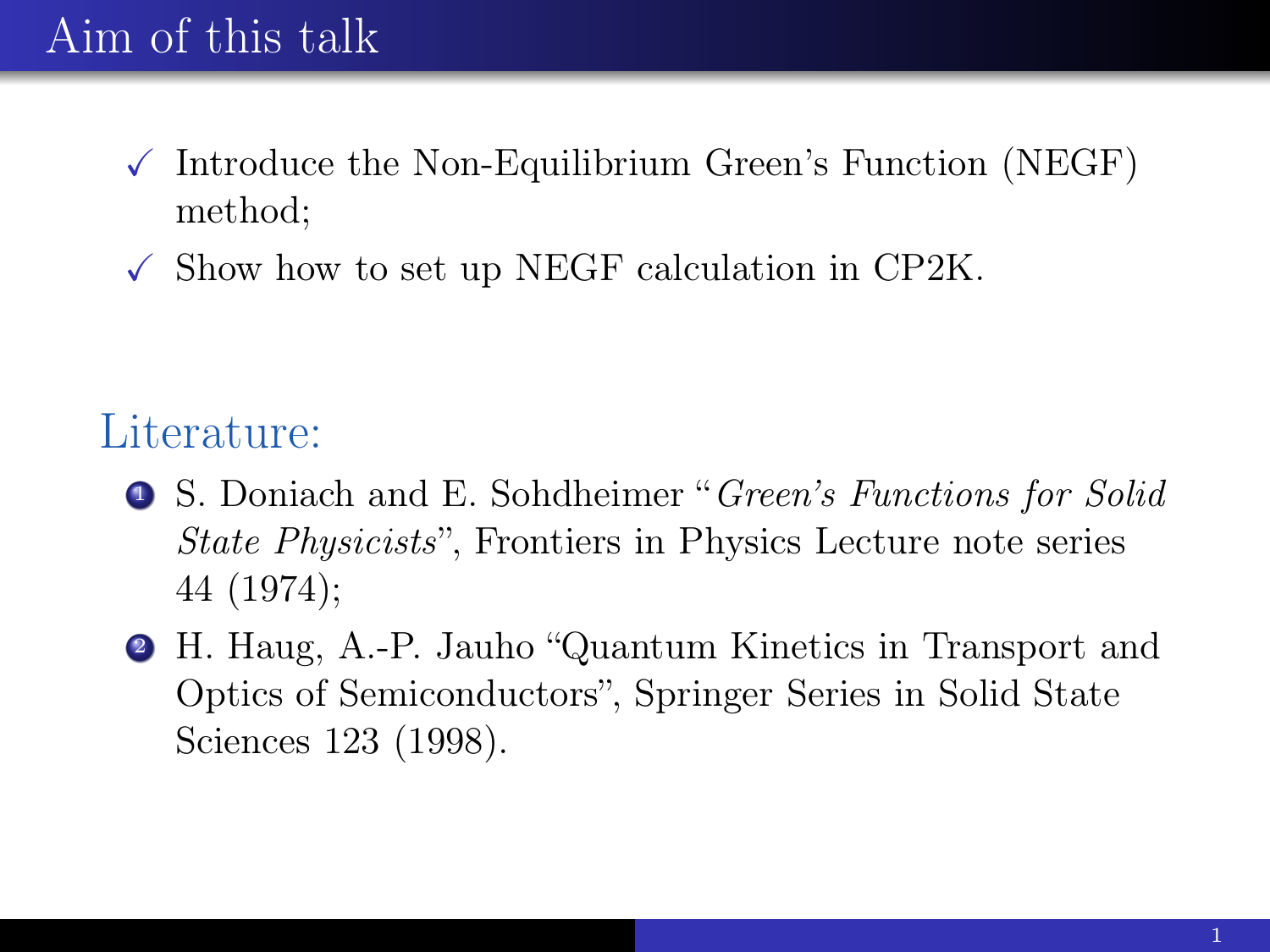# Aim of this talk

- ✓ Introduce the Non-Equilibrium Green's Function (NEGF) method;
- ✓ Show how to set up NEGF calculation in CP2K.

## Literature:

1. S. Doniach and E. Sohdheimer "*Green's Functions for Solid State Physicists*", Frontiers in Physics Lecture note series 44 (1974);
2. H. Haug, A.-P. Jauho "Quantum Kinetics in Transport and Optics of Semiconductors", Springer Series in Solid State Sciences 123 (1998).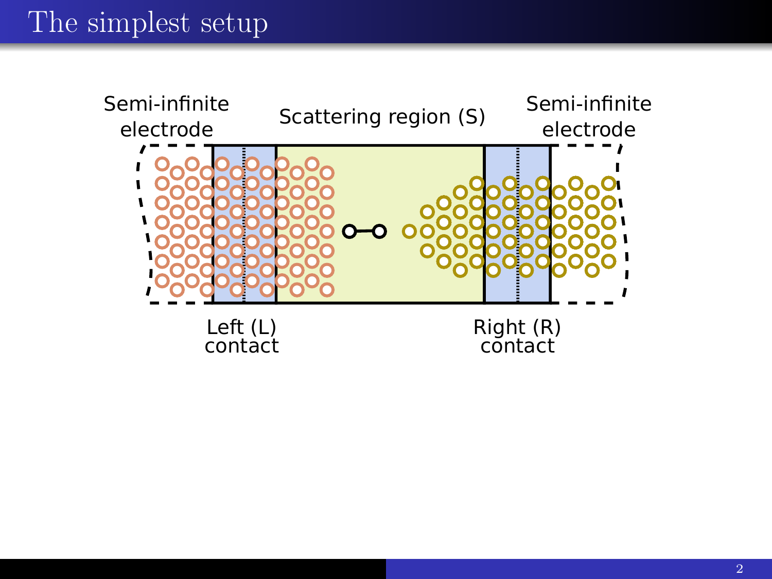# The simplest setup

Semi-infinite electrode

Scattering region (S)

Semi-infinite electrode

Left (L) contact

Right (R) contact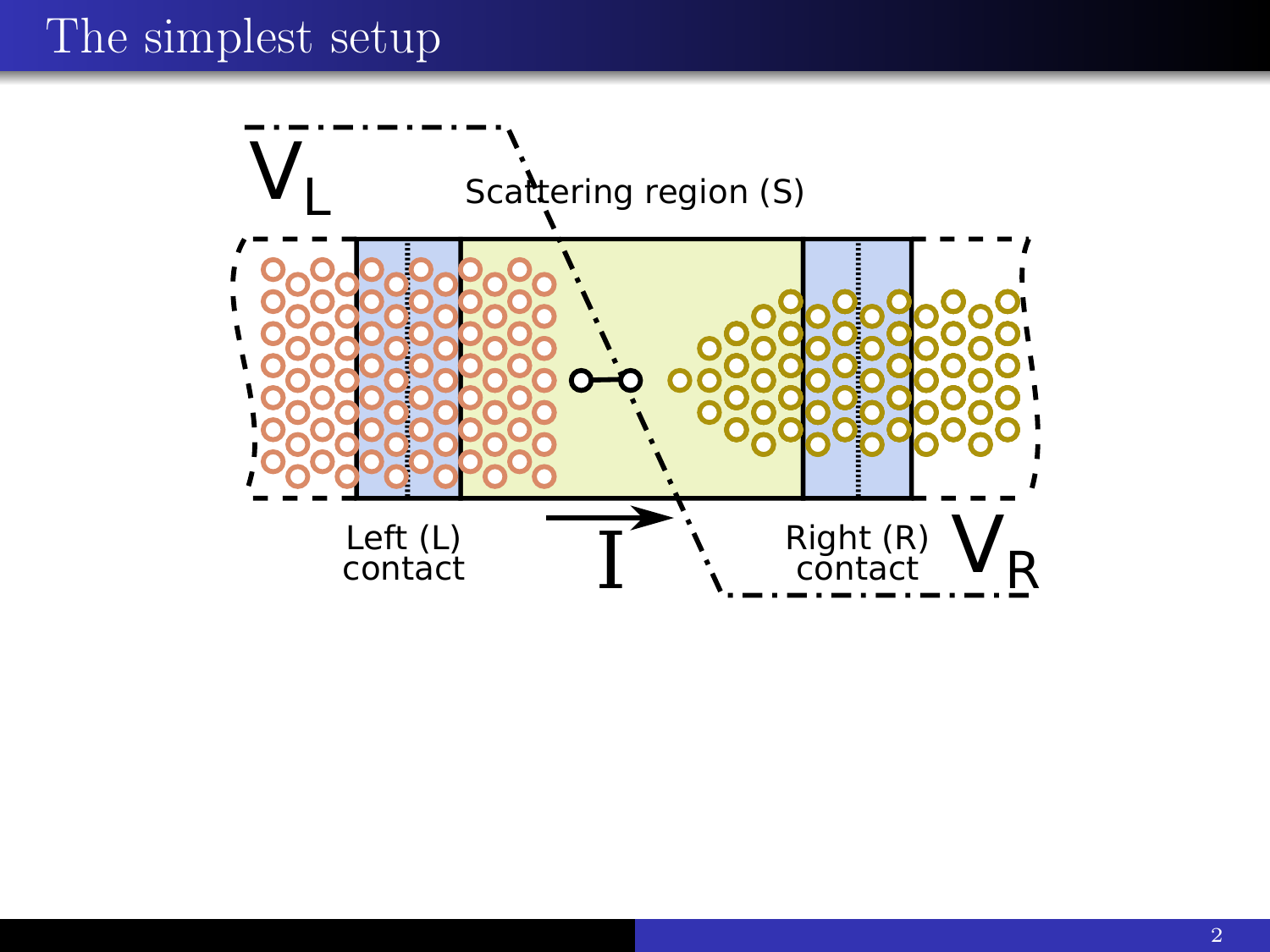# The simplest setup

$V_L$

Scattering region (S)

Left (L) contact

$I$

Right (R) contact

$V_R$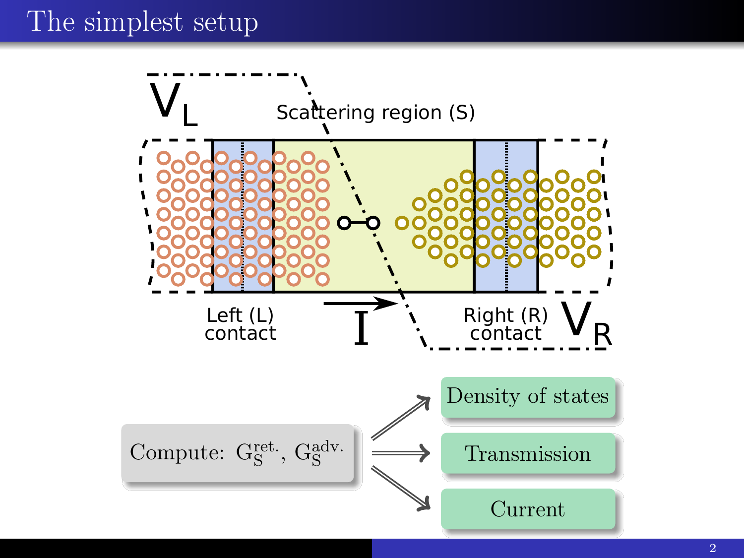# The simplest setup

$V_L$

Scattering region (S)

Left (L) contact

$I$

Right (R) contact

$V_R$

Compute: $G_S^{\text{ret.}}$, $G_S^{\text{adv.}}$

- Density of states
- Transmission
- Current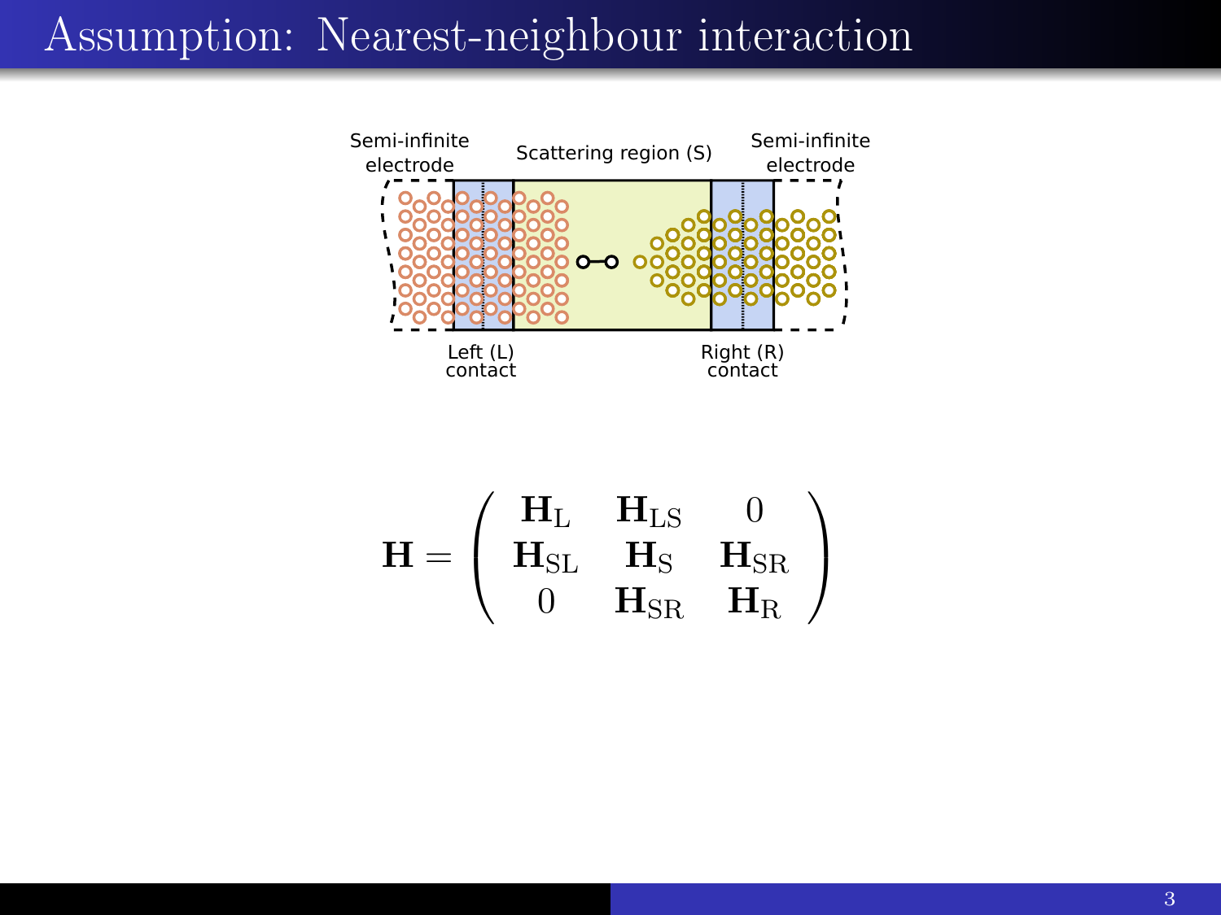# Assumption: Nearest-neighbour interaction

Semi-infinite electrode

Scattering region (S)

Semi-infinite electrode

Left (L) contact

Right (R) contact

$$
\mathbf{H} = \begin{pmatrix} \mathbf{H}_{\mathrm{L}} & \mathbf{H}_{\mathrm{LS}} & 0 \\ \mathbf{H}_{\mathrm{SL}} & \mathbf{H}_{\mathrm{S}} & \mathbf{H}_{\mathrm{SR}} \\ 0 & \mathbf{H}_{\mathrm{SR}} & \mathbf{H}_{\mathrm{R}} \end{pmatrix}
$$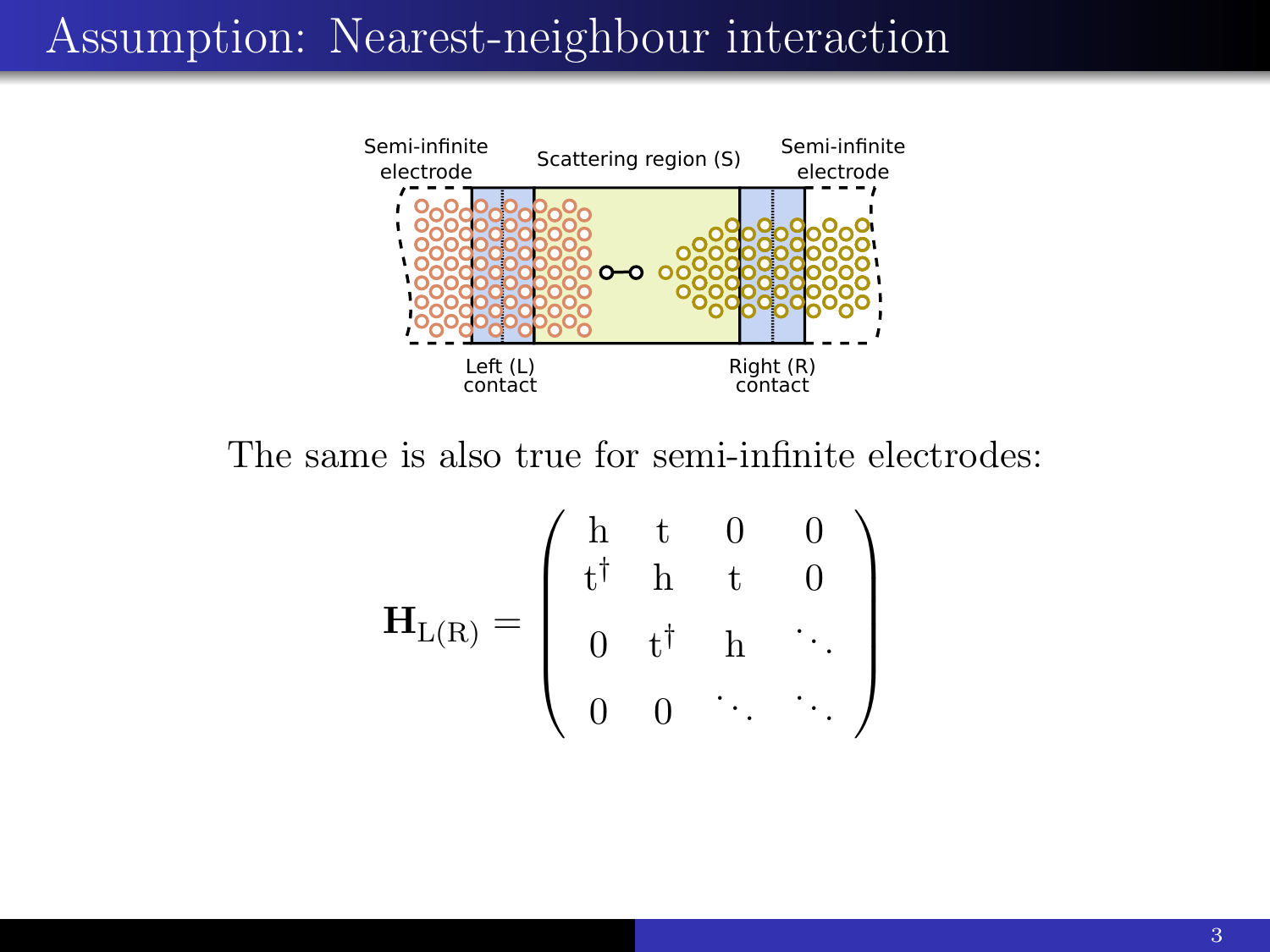# Assumption: Nearest-neighbour interaction

Semi-infinite electrode | Scattering region (S) | Semi-infinite electrode

Left (L) contact | Right (R) contact

The same is also true for semi-infinite electrodes:

$$
\mathbf{H}_{\mathrm{L(R)}} = \begin{pmatrix} \mathrm{h} & \mathrm{t} & 0 & 0 \\ \mathrm{t}^\dagger & \mathrm{h} & \mathrm{t} & 0 \\ 0 & \mathrm{t}^\dagger & \mathrm{h} & \ddots \\ 0 & 0 & \ddots & \ddots \end{pmatrix}
$$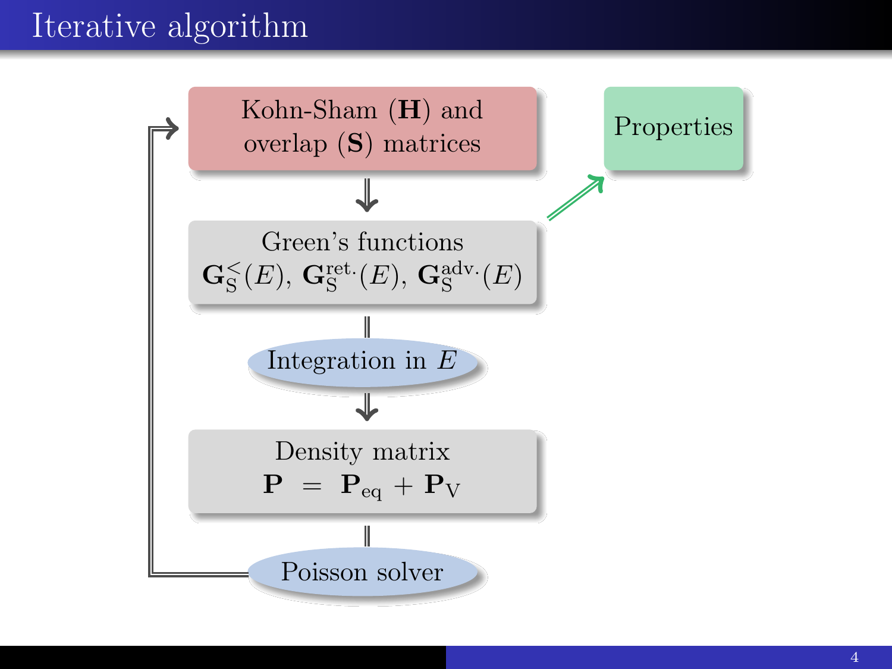# Iterative algorithm

Kohn-Sham ($\mathbf{H}$) and overlap ($\mathbf{S}$) matrices

⇓

Green's functions
$\mathbf{G}_{\mathrm{S}}^{<}(E)$, $\mathbf{G}_{\mathrm{S}}^{\mathrm{ret.}}(E)$, $\mathbf{G}_{\mathrm{S}}^{\mathrm{adv.}}(E)$

⇓ Integration in $E$

Density matrix
$\mathbf{P} \;=\; \mathbf{P}_{\mathrm{eq}} + \mathbf{P}_{\mathrm{V}}$

⇓ Poisson solver

Properties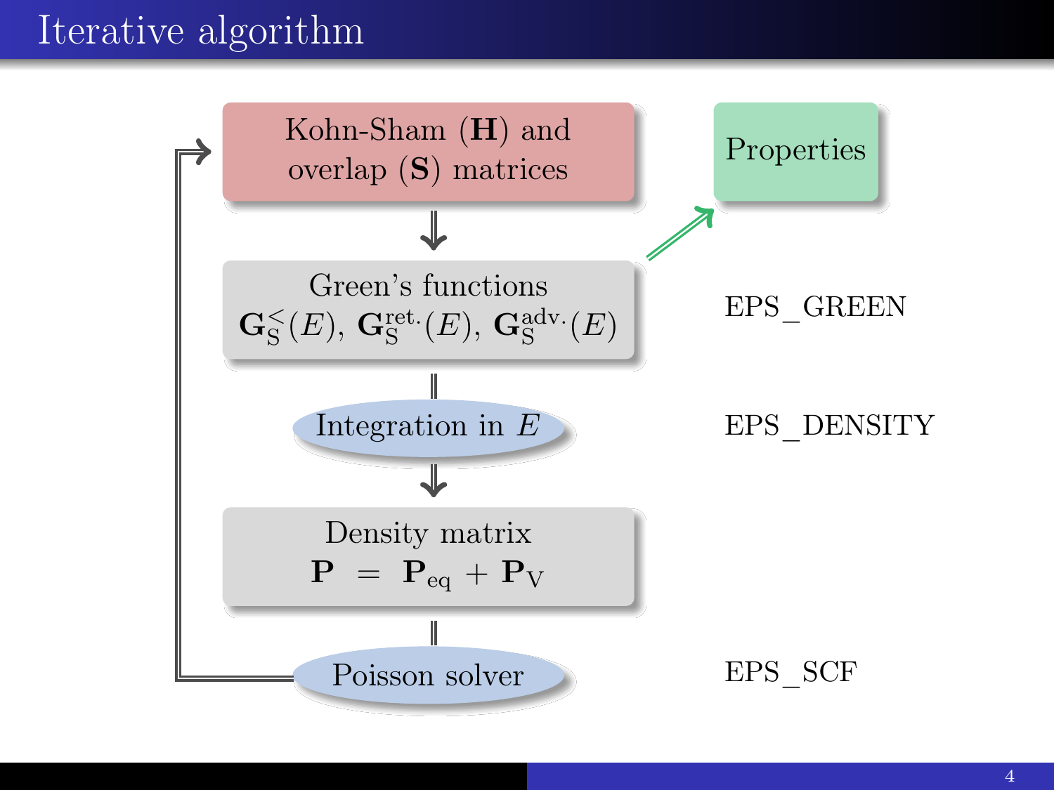# Iterative algorithm

Kohn-Sham ($\mathbf{H}$) and overlap ($\mathbf{S}$) matrices

Properties

Green's functions
$\mathbf{G}^{<}_{\mathrm{S}}(E)$, $\mathbf{G}^{\mathrm{ret.}}_{\mathrm{S}}(E)$, $\mathbf{G}^{\mathrm{adv.}}_{\mathrm{S}}(E)$

EPS_GREEN

Integration in $E$

EPS_DENSITY

Density matrix
$\mathbf{P} \;=\; \mathbf{P}_{\mathrm{eq}} + \mathbf{P}_{\mathrm{V}}$

Poisson solver

EPS_SCF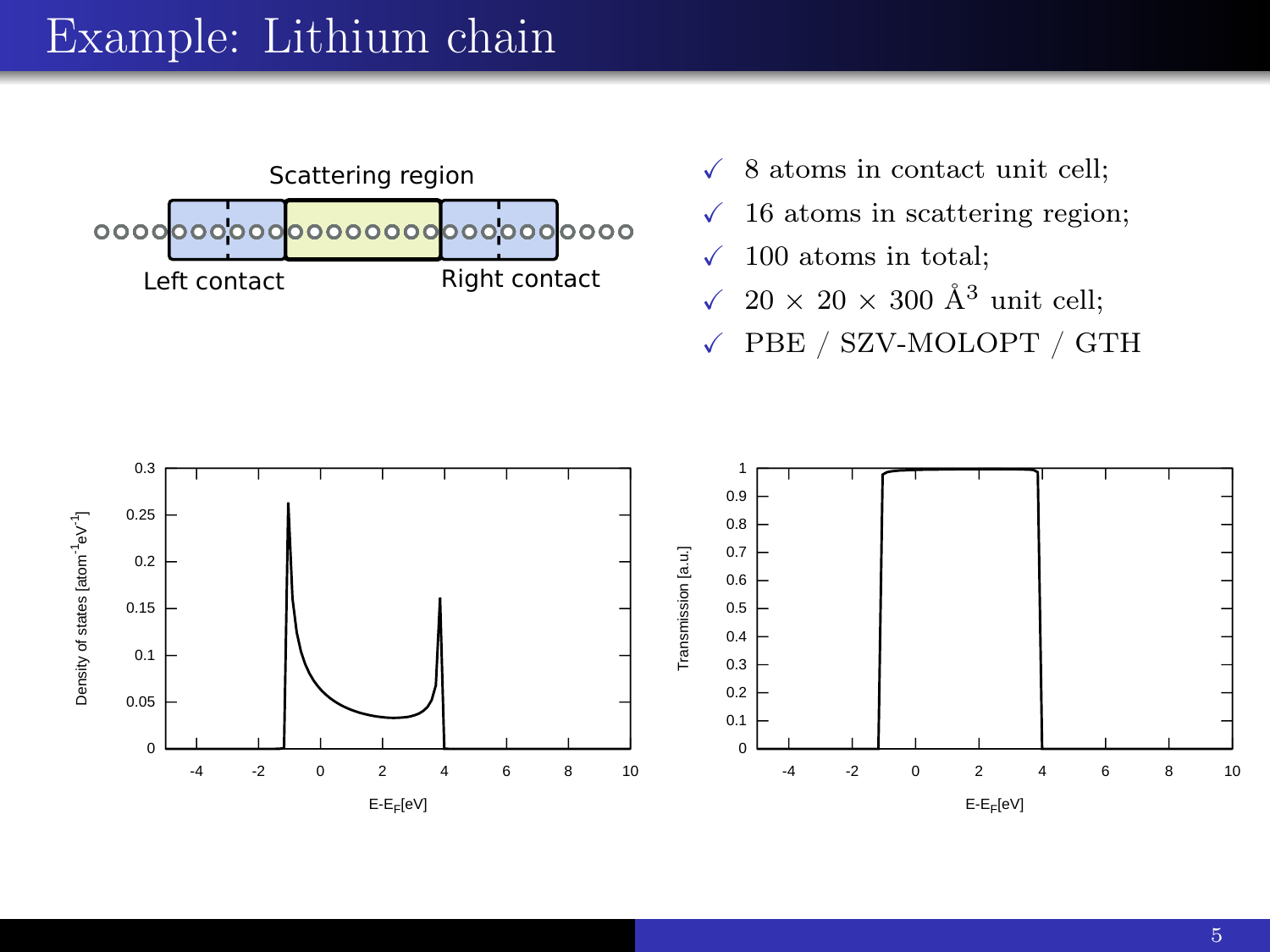# Example: Lithium chain

- ✓ 8 atoms in contact unit cell;
- ✓ 16 atoms in scattering region;
- ✓ 100 atoms in total;
- ✓ $20 \times 20 \times 300$ Å$^3$ unit cell;
- ✓ PBE / SZV-MOLOPT / GTH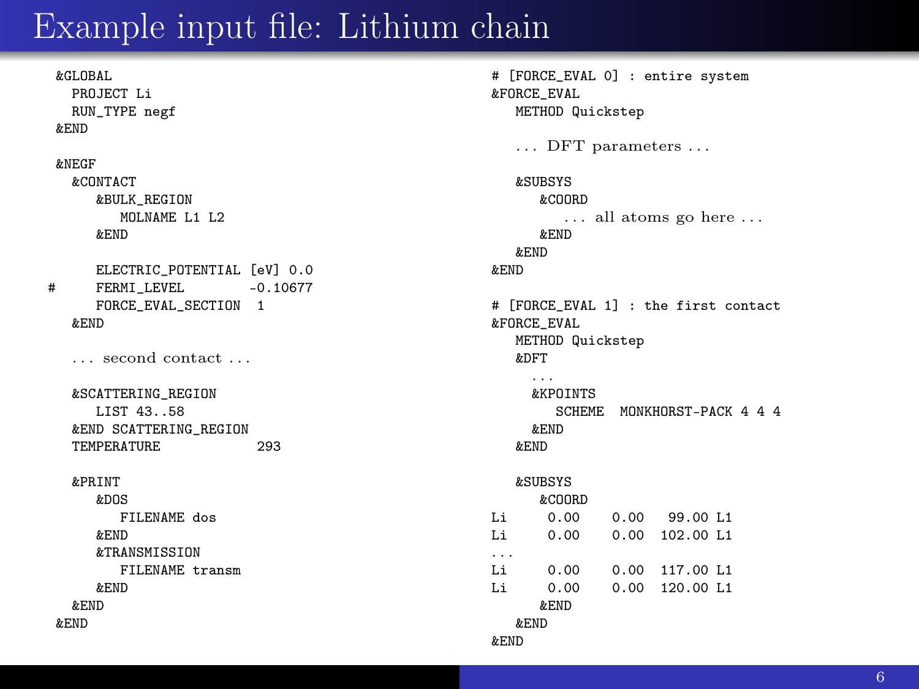# Example input file: Lithium chain

```
&GLOBAL
  PROJECT Li
  RUN_TYPE negf
&END

&NEGF
  &CONTACT
     &BULK_REGION
        MOLNAME L1 L2
     &END

     ELECTRIC_POTENTIAL [eV] 0.0
#    FERMI_LEVEL         -0.10677
     FORCE_EVAL_SECTION  1
  &END

  ... second contact ...

  &SCATTERING_REGION
     LIST 43..58
  &END SCATTERING_REGION
  TEMPERATURE            293

  &PRINT
     &DOS
        FILENAME dos
     &END
     &TRANSMISSION
        FILENAME transm
     &END
  &END
&END
```

```
# [FORCE_EVAL 0] : entire system
&FORCE_EVAL
   METHOD Quickstep

   ... DFT parameters ...

   &SUBSYS
      &COORD
         ... all atoms go here ...
      &END
   &END
&END

# [FORCE_EVAL 1] : the first contact
&FORCE_EVAL
   METHOD Quickstep
   &DFT
     ...
     &KPOINTS
        SCHEME  MONKHORST-PACK 4 4 4
     &END
   &END

   &SUBSYS
      &COORD
Li      0.00    0.00   99.00 L1
Li      0.00    0.00  102.00 L1
...
Li      0.00    0.00  117.00 L1
Li      0.00    0.00  120.00 L1
      &END
   &END
&END
```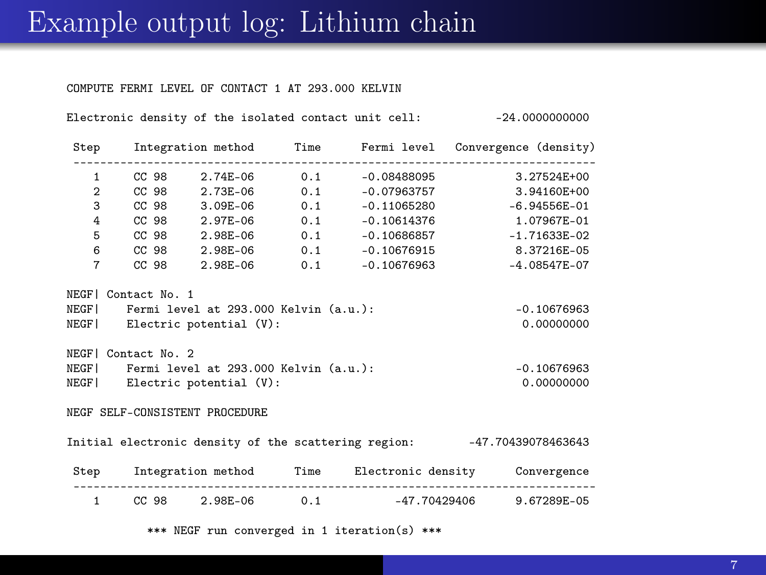# Example output log: Lithium chain

```
COMPUTE FERMI LEVEL OF CONTACT 1 AT 293.000 KELVIN

Electronic density of the isolated contact unit cell:          -24.0000000000

 Step     Integration method      Time      Fermi level   Convergence (density)
 ------------------------------------------------------------------------------
    1     CC 98     2.74E-06      0.1       -0.08488095            3.27524E+00
    2     CC 98     2.73E-06      0.1       -0.07963757            3.94160E+00
    3     CC 98     3.09E-06      0.1       -0.11065280           -6.94556E-01
    4     CC 98     2.97E-06      0.1       -0.10614376            1.07967E-01
    5     CC 98     2.98E-06      0.1       -0.10686857           -1.71633E-02
    6     CC 98     2.98E-06      0.1       -0.10676915            8.37216E-05
    7     CC 98     2.98E-06      0.1       -0.10676963           -4.08547E-07

NEGF| Contact No. 1
NEGF|    Fermi level at 293.000 Kelvin (a.u.):                        -0.10676963
NEGF|    Electric potential (V):                                       0.00000000

NEGF| Contact No. 2
NEGF|    Fermi level at 293.000 Kelvin (a.u.):                        -0.10676963
NEGF|    Electric potential (V):                                       0.00000000

NEGF SELF-CONSISTENT PROCEDURE

Initial electronic density of the scattering region:        -47.70439078463643

 Step     Integration method      Time     Electronic density      Convergence
 ------------------------------------------------------------------------------
    1     CC 98     2.98E-06      0.1          -47.70429406        9.67289E-05

          *** NEGF run converged in 1 iteration(s) ***
```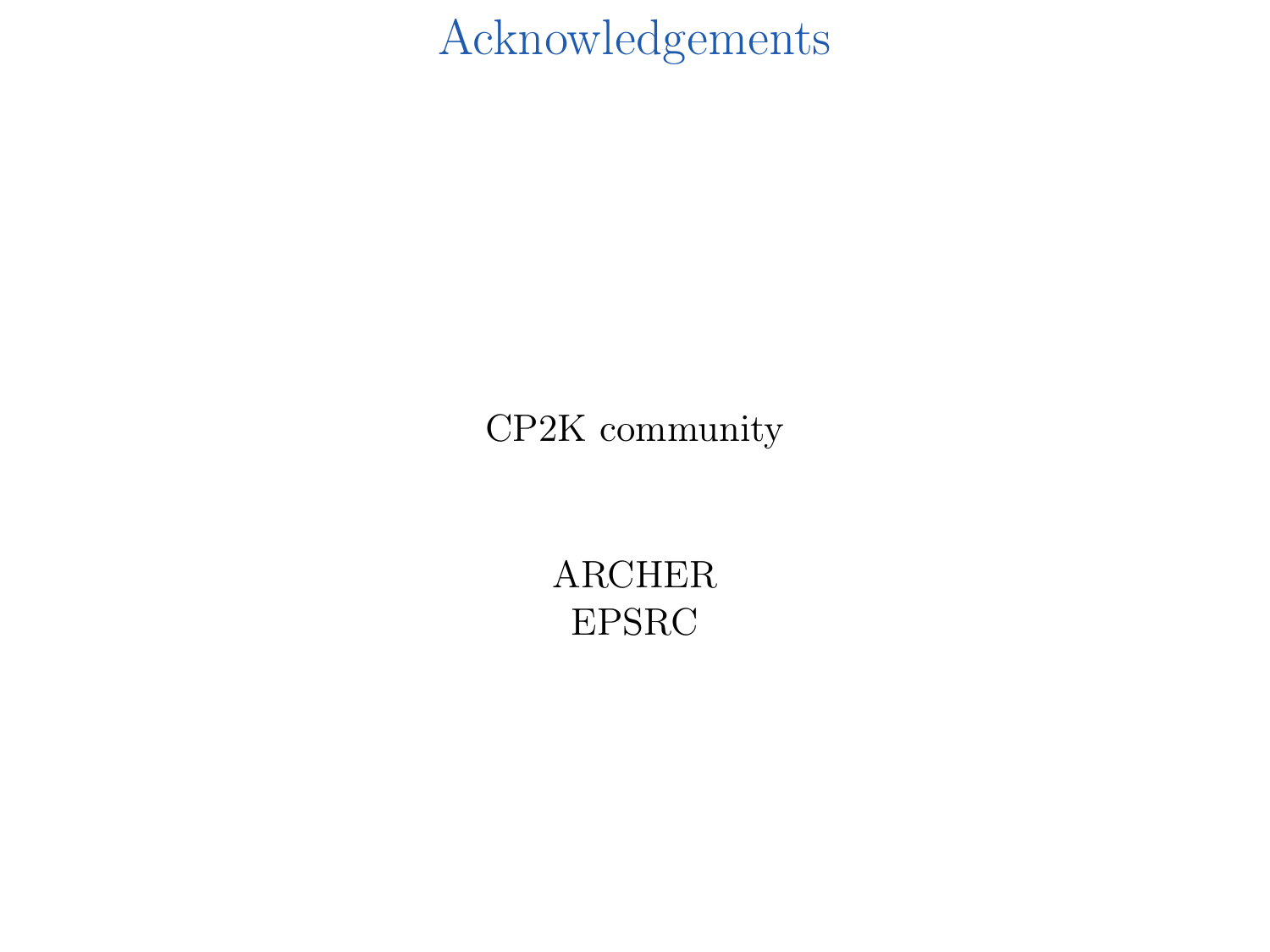# Acknowledgements

CP2K community

ARCHER
EPSRC